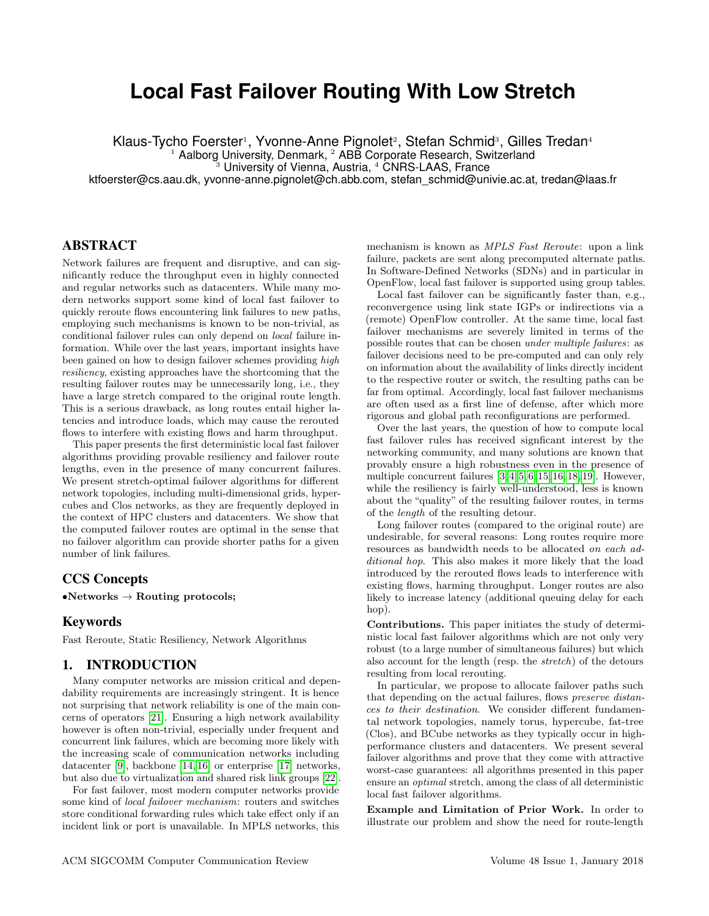# Local Fast Failover Routing With Low Stretch

Klaus-Tycho Foerster[1], Yvonne-Anne Pignolet[2], Stefan Schmid[3], Gilles Tredan[4]

[1] Aalborg University, Denmark, [2] ABB Corporate Research, Switzerland
[3] University of Vienna, Austria, [4] CNRS-LAAS, France

ktfoerster@cs.aau.dk, yvonne-anne.pignolet@ch.abb.com, stefan_schmid@univie.ac.at, tredan@laas.fr

## ABSTRACT

Network failures are frequent and disruptive, and can significantly reduce the throughput even in highly connected and regular networks such as datacenters. While many modern networks support some kind of local fast failover to quickly reroute flows encountering link failures to new paths, employing such mechanisms is known to be non-trivial, as conditional failover rules can only depend on *local* failure information. While over the last years, important insights have been gained on how to design failover schemes providing *high resiliency*, existing approaches have the shortcoming that the resulting failover routes may be unnecessarily long, i.e., they have a large stretch compared to the original route length. This is a serious drawback, as long routes entail higher latencies and introduce loads, which may cause the rerouted flows to interfere with existing flows and harm throughput.

This paper presents the first deterministic local fast failover algorithms providing provable resiliency and failover route lengths, even in the presence of many concurrent failures. We present stretch-optimal failover algorithms for different network topologies, including multi-dimensional grids, hypercubes and Clos networks, as they are frequently deployed in the context of HPC clusters and datacenters. We show that the computed failover routes are optimal in the sense that no failover algorithm can provide shorter paths for a given number of link failures.

## CCS Concepts

•**Networks** → **Routing protocols;**

## Keywords

Fast Reroute, Static Resiliency, Network Algorithms

## 1. INTRODUCTION

Many computer networks are mission critical and dependability requirements are increasingly stringent. It is hence not surprising that network reliability is one of the main concerns of operators [21]. Ensuring a high network availability however is often non-trivial, especially under frequent and concurrent link failures, which are becoming more likely with the increasing scale of communication networks including datacenter [9], backbone [14,16] or enterprise [17] networks, but also due to virtualization and shared risk link groups [22].

For fast failover, most modern computer networks provide some kind of *local failover mechanism*: routers and switches store conditional forwarding rules which take effect only if an incident link or port is unavailable. In MPLS networks, this mechanism is known as *MPLS Fast Reroute*: upon a link failure, packets are sent along precomputed alternate paths. In Software-Defined Networks (SDNs) and in particular in OpenFlow, local fast failover is supported using group tables.

Local fast failover can be significantly faster than, e.g., reconvergence using link state IGPs or indirections via a (remote) OpenFlow controller. At the same time, local fast failover mechanisms are severely limited in terms of the possible routes that can be chosen *under multiple failures*: as failover decisions need to be pre-computed and can only rely on information about the availability of links directly incident to the respective router or switch, the resulting paths can be far from optimal. Accordingly, local fast failover mechanisms are often used as a first line of defense, after which more rigorous and global path reconfigurations are performed.

Over the last years, the question of how to compute local fast failover rules has received signficant interest by the networking community, and many solutions are known that provably ensure a high robustness even in the presence of multiple concurrent failures [3,4,5,6,15,16,18,19]. However, while the resiliency is fairly well-understood, less is known about the "quality" of the resulting failover routes, in terms of the *length* of the resulting detour.

Long failover routes (compared to the original route) are undesirable, for several reasons: Long routes require more resources as bandwidth needs to be allocated *on each additional hop*. This also makes it more likely that the load introduced by the rerouted flows leads to interference with existing flows, harming throughput. Longer routes are also likely to increase latency (additional queuing delay for each hop).

**Contributions.** This paper initiates the study of deterministic local fast failover algorithms which are not only very robust (to a large number of simultaneous failures) but which also account for the length (resp. the *stretch*) of the detours resulting from local rerouting.

In particular, we propose to allocate failover paths such that depending on the actual failures, flows *preserve distances to their destination*. We consider different fundamental network topologies, namely torus, hypercube, fat-tree (Clos), and BCube networks as they typically occur in high-performance clusters and datacenters. We present several failover algorithms and prove that they come with attractive worst-case guarantees: all algorithms presented in this paper ensure an *optimal* stretch, among the class of all deterministic local fast failover algorithms.

**Example and Limitation of Prior Work.** In order to illustrate our problem and show the need for route-length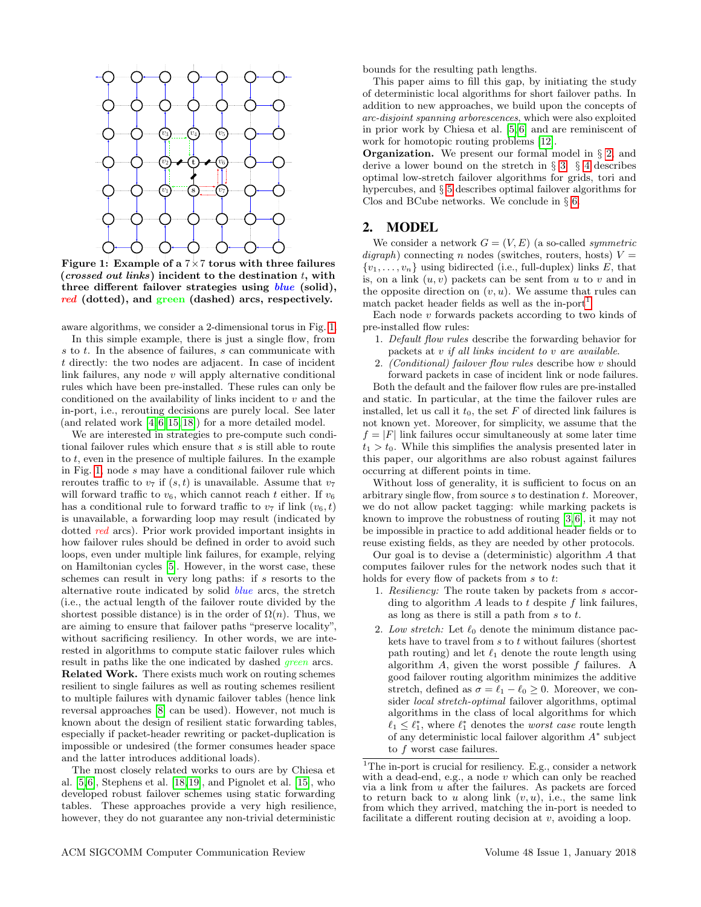**Figure 1: Example of a 7×7 torus with three failures (*crossed out links*) incident to the destination $t$, with three different failover strategies using *blue* (solid), *red* (dotted), and green (dashed) arcs, respectively.**

aware algorithms, we consider a 2-dimensional torus in Fig. 1.

In this simple example, there is just a single flow, from $s$ to $t$. In the absence of failures, $s$ can communicate with $t$ directly: the two nodes are adjacent. In case of incident link failures, any node $v$ will apply alternative conditional rules which have been pre-installed. These rules can only be conditioned on the availability of links incident to $v$ and the in-port, i.e., rerouting decisions are purely local. See later (and related work [4,6,15,18]) for a more detailed model.

We are interested in strategies to pre-compute such conditional failover rules which ensure that $s$ is still able to route to $t$, even in the presence of multiple failures. In the example in Fig. 1, node $s$ may have a conditional failover rule which reroutes traffic to $v_7$ if $(s,t)$ is unavailable. Assume that $v_7$ will forward traffic to $v_6$, which cannot reach $t$ either. If $v_6$ has a conditional rule to forward traffic to $v_7$ if link $(v_6,t)$ is unavailable, a forwarding loop may result (indicated by dotted *red* arcs). Prior work provided important insights in how failover rules should be defined in order to avoid such loops, even under multiple link failures, for example, relying on Hamiltonian cycles [5]. However, in the worst case, these schemes can result in very long paths: if $s$ resorts to the alternative route indicated by solid *blue* arcs, the stretch (i.e., the actual length of the failover route divided by the shortest possible distance) is in the order of $\Omega(n)$. Thus, we are aiming to ensure that failover paths "preserve locality", without sacrificing resiliency. In other words, we are interested in algorithms to compute static failover rules which result in paths like the one indicated by dashed *green* arcs.

**Related Work.** There exists much work on routing schemes resilient to single failures as well as routing schemes resilient to multiple failures with dynamic failover tables (hence link reversal approaches [8] can be used). However, not much is known about the design of resilient static forwarding tables, especially if packet-header rewriting or packet-duplication is impossible or undesired (the former consumes header space and the latter introduces additional loads).

The most closely related works to ours are by Chiesa et al. [5,6], Stephens et al. [18,19], and Pignolet et al. [15], who developed robust failover schemes using static forwarding tables. These approaches provide a very high resilience, however, they do not guarantee any non-trivial deterministic bounds for the resulting path lengths.

This paper aims to fill this gap, by initiating the study of deterministic local algorithms for short failover paths. In addition to new approaches, we build upon the concepts of *arc-disjoint spanning arborescences*, which were also exploited in prior work by Chiesa et al. [5,6] and are reminiscent of work for homotopic routing problems [12].

**Organization.** We present our formal model in § 2, and derive a lower bound on the stretch in § 3. § 4 describes optimal low-stretch failover algorithms for grids, tori and hypercubes, and § 5 describes optimal failover algorithms for Clos and BCube networks. We conclude in § 6.

## 2. MODEL

We consider a network $G = (V,E)$ (a so-called *symmetric digraph*) connecting $n$ nodes (switches, routers, hosts) $V = \{v_1, \dots, v_n\}$ using bidirected (i.e., full-duplex) links $E$, that is, on a link $(u,v)$ packets can be sent from $u$ to $v$ and in the opposite direction on $(v,u)$. We assume that rules can match packet header fields as well as the in-port[1].

Each node $v$ forwards packets according to two kinds of pre-installed flow rules:

1. *Default flow rules* describe the forwarding behavior for packets at $v$ *if all links incident to* $v$ *are available.*
2. *(Conditional) failover flow rules* describe how $v$ should forward packets in case of incident link or node failures.

Both the default and the failover flow rules are pre-installed and static. In particular, at the time the failover rules are installed, let us call it $t_0$, the set $F$ of directed link failures is not known yet. Moreover, for simplicity, we assume that the $f = |F|$ link failures occur simultaneously at some later time $t_1 > t_0$. While this simplifies the analysis presented later in this paper, our algorithms are also robust against failures occurring at different points in time.

Without loss of generality, it is sufficient to focus on an arbitrary single flow, from source $s$ to destination $t$. Moreover, we do not allow packet tagging: while marking packets is known to improve the robustness of routing [3,6], it may not be impossible in practice to add additional header fields or to reuse existing fields, as they are needed by other protocols.

Our goal is to devise a (deterministic) algorithm $A$ that computes failover rules for the network nodes such that it holds for every flow of packets from $s$ to $t$:

1. *Resiliency:* The route taken by packets from $s$ according to algorithm $A$ leads to $t$ despite $f$ link failures, as long as there is still a path from $s$ to $t$.
2. *Low stretch:* Let $\ell_0$ denote the minimum distance packets have to travel from $s$ to $t$ without failures (shortest path routing) and let $\ell_1$ denote the route length using algorithm $A$, given the worst possible $f$ failures. A good failover routing algorithm minimizes the additive stretch, defined as $\sigma = \ell_1 - \ell_0 \geq 0$. Moreover, we consider *local stretch-optimal* failover algorithms, optimal algorithms in the class of local algorithms for which $\ell_1 \leq \ell_1^*$, where $\ell_1^*$ denotes the *worst case* route length of any deterministic local failover algorithm $A^*$ subject to $f$ worst case failures.

[1] The in-port is crucial for resiliency. E.g., consider a network with a dead-end, e.g., a node $v$ which can only be reached via a link from $u$ after the failures. As packets are forced to return back to $u$ along link $(v,u)$, i.e., the same link from which they arrived, matching the in-port is needed to facilitate a different routing decision at $v$, avoiding a loop.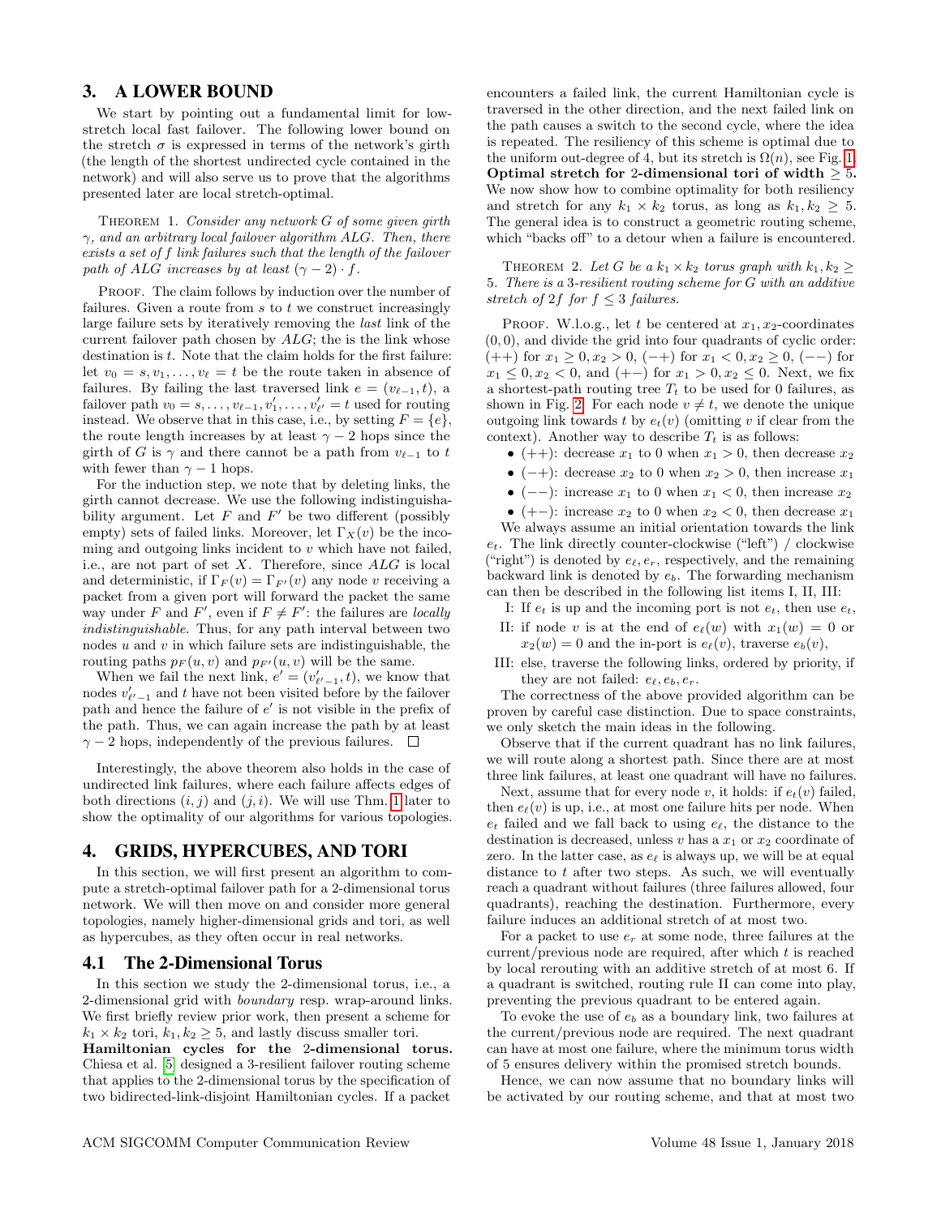## 3. A LOWER BOUND

We start by pointing out a fundamental limit for low-stretch local fast failover. The following lower bound on the stretch $\sigma$ is expressed in terms of the network's girth (the length of the shortest undirected cycle contained in the network) and will also serve us to prove that the algorithms presented later are local stretch-optimal.

THEOREM 1. *Consider any network $G$ of some given girth $\gamma$, and an arbitrary local failover algorithm $ALG$. Then, there exists a set of $f$ link failures such that the length of the failover path of $ALG$ increases by at least $(\gamma - 2) \cdot f$.*

PROOF. The claim follows by induction over the number of failures. Given a route from $s$ to $t$ we construct increasingly large failure sets by iteratively removing the *last* link of the current failover path chosen by $ALG$; the is the link whose destination is $t$. Note that the claim holds for the first failure: let $v_0 = s, v_1, \dots, v_\ell = t$ be the route taken in absence of failures. By failing the last traversed link $e = (v_{\ell-1}, t)$, a failover path $v_0 = s, \dots, v_{\ell-1}, v'_1, \dots, v'_{\ell'} = t$ used for routing instead. We observe that in this case, i.e., by setting $F = \{e\}$, the route length increases by at least $\gamma - 2$ hops since the girth of $G$ is $\gamma$ and there cannot be a path from $v_{\ell-1}$ to $t$ with fewer than $\gamma - 1$ hops.

For the induction step, we note that by deleting links, the girth cannot decrease. We use the following indistinguishability argument. Let $F$ and $F'$ be two different (possibly empty) sets of failed links. Moreover, let $\Gamma_X(v)$ be the incoming and outgoing links incident to $v$ which have not failed, i.e., are not part of set $X$. Therefore, since $ALG$ is local and deterministic, if $\Gamma_F(v) = \Gamma_{F'}(v)$ any node $v$ receiving a packet from a given port will forward the packet the same way under $F$ and $F'$, even if $F \neq F'$: the failures are *locally indistinguishable*. Thus, for any path interval between two nodes $u$ and $v$ in which failure sets are indistinguishable, the routing paths $p_F(u, v)$ and $p_{F'}(u, v)$ will be the same.

When we fail the next link, $e' = (v'_{\ell'-1}, t)$, we know that nodes $v'_{\ell'-1}$ and $t$ have not been visited before by the failover path and hence the failure of $e'$ is not visible in the prefix of the path. Thus, we can again increase the path by at least $\gamma - 2$ hops, independently of the previous failures. □

Interestingly, the above theorem also holds in the case of undirected link failures, where each failure affects edges of both directions $(i, j)$ and $(j, i)$. We will use Thm. 1 later to show the optimality of our algorithms for various topologies.

## 4. GRIDS, HYPERCUBES, AND TORI

In this section, we will first present an algorithm to compute a stretch-optimal failover path for a 2-dimensional torus network. We will then move on and consider more general topologies, namely higher-dimensional grids and tori, as well as hypercubes, as they often occur in real networks.

### 4.1 The 2-Dimensional Torus

In this section we study the 2-dimensional torus, i.e., a 2-dimensional grid with *boundary* resp. wrap-around links. We first briefly review prior work, then present a scheme for $k_1 \times k_2$ tori, $k_1, k_2 \geq 5$, and lastly discuss smaller tori.

**Hamiltonian cycles for the 2-dimensional torus.** Chiesa et al. [5] designed a 3-resilient failover routing scheme that applies to the 2-dimensional torus by the specification of two bidirected-link-disjoint Hamiltonian cycles. If a packet encounters a failed link, the current Hamiltonian cycle is traversed in the other direction, and the next failed link on the path causes a switch to the second cycle, where the idea is repeated. The resiliency of this scheme is optimal due to the uniform out-degree of 4, but its stretch is $\Omega(n)$, see Fig. 1.

**Optimal stretch for 2-dimensional tori of width $\geq 5$.** We now show how to combine optimality for both resiliency and stretch for any $k_1 \times k_2$ torus, as long as $k_1, k_2 \geq 5$. The general idea is to construct a geometric routing scheme, which "backs off" to a detour when a failure is encountered.

THEOREM 2. *Let $G$ be a $k_1 \times k_2$ torus graph with $k_1, k_2 \geq 5$. There is a 3-resilient routing scheme for $G$ with an additive stretch of $2f$ for $f \leq 3$ failures.*

PROOF. W.l.o.g., let $t$ be centered at $x_1, x_2$-coordinates $(0, 0)$, and divide the grid into four quadrants of cyclic order: $(++)$ for $x_1 \geq 0, x_2 > 0$, $(-+)$ for $x_1 < 0, x_2 \geq 0$, $(--)$ for $x_1 \leq 0, x_2 < 0$, and $(+-)$ for $x_1 > 0, x_2 \leq 0$. Next, we fix a shortest-path routing tree $T_t$ to be used for 0 failures, as shown in Fig. 2. For each node $v \neq t$, we denote the unique outgoing link towards $t$ by $e_t(v)$ (omitting $v$ if clear from the context). Another way to describe $T_t$ is as follows:

- $(++)$: decrease $x_1$ to 0 when $x_1 > 0$, then decrease $x_2$
- $(-+)$: decrease $x_2$ to 0 when $x_2 > 0$, then increase $x_1$
- $(--)$: increase $x_1$ to 0 when $x_1 < 0$, then increase $x_2$
- $(+-)$: increase $x_2$ to 0 when $x_2 < 0$, then decrease $x_1$

We always assume an initial orientation towards the link $e_t$. The link directly counter-clockwise ("left") / clockwise ("right") is denoted by $e_\ell, e_r$, respectively, and the remaining backward link is denoted by $e_b$. The forwarding mechanism can then be described in the following list items I, II, III:

I: If $e_t$ is up and the incoming port is not $e_t$, then use $e_t$,

II: if node $v$ is at the end of $e_\ell(w)$ with $x_1(w) = 0$ or $x_2(w) = 0$ and the in-port is $e_\ell(v)$, traverse $e_b(v)$,

III: else, traverse the following links, ordered by priority, if they are not failed: $e_\ell, e_b, e_r$.

The correctness of the above provided algorithm can be proven by careful case distinction. Due to space constraints, we only sketch the main ideas in the following.

Observe that if the current quadrant has no link failures, we will route along a shortest path. Since there are at most three link failures, at least one quadrant will have no failures.

Next, assume that for every node $v$, it holds: if $e_t(v)$ failed, then $e_\ell(v)$ is up, i.e., at most one failure hits per node. When $e_t$ failed and we fall back to using $e_\ell$, the distance to the destination is decreased, unless $v$ has a $x_1$ or $x_2$ coordinate of zero. In the latter case, as $e_\ell$ is always up, we will be at equal distance to $t$ after two steps. As such, we will eventually reach a quadrant without failures (three failures allowed, four quadrants), reaching the destination. Furthermore, every failure induces an additional stretch of at most two.

For a packet to use $e_r$ at some node, three failures at the current/previous node are required, after which $t$ is reached by local rerouting with an additive stretch of at most 6. If a quadrant is switched, routing rule II can come into play, preventing the previous quadrant to be entered again.

To evoke the use of $e_b$ as a boundary link, two failures at the current/previous node are required. The next quadrant can have at most one failure, where the minimum torus width of 5 ensures delivery within the promised stretch bounds.

Hence, we can now assume that no boundary links will be activated by our routing scheme, and that at most two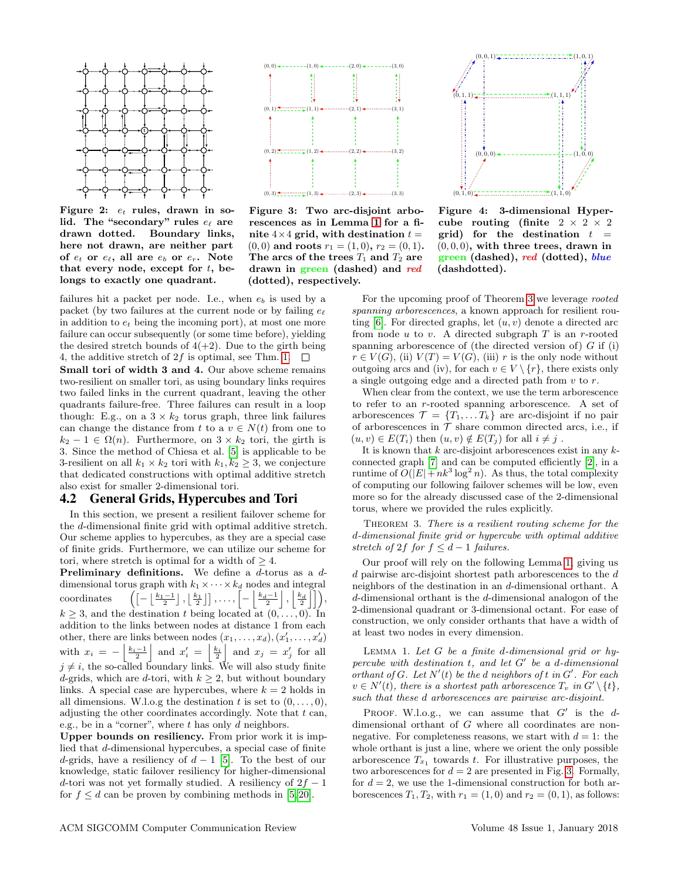**Figure 2: $e_t$ rules, drawn in solid. The "secondary" rules $e_\ell$ are drawn dotted. Boundary links, here not drawn, are neither part of $e_t$ or $e_\ell$, all are $e_b$ or $e_r$. Note that every node, except for $t$, belongs to exactly one quadrant.**

**Figure 3: Two arc-disjoint arborescences as in Lemma 1 for a finite $4 \times 4$ grid, with destination $t = (0,0)$ and roots $r_1 = (1,0)$, $r_2 = (0,1)$. The arcs of the trees $T_1$ and $T_2$ are drawn in green (dashed) and *red* (dotted), respectively.**

**Figure 4: 3-dimensional Hypercube routing (finite $2 \times 2 \times 2$ grid) for the destination $t = (0,0,0)$, with three trees, drawn in green (dashed), *red* (dotted), *blue* (dashdotted).**

failures hit a packet per node. I.e., when $e_b$ is used by a packet (by two failures at the current node or by failing $e_\ell$ in addition to $e_t$ being the incoming port), at most one more failure can occur subsequently (or some time before), yielding the desired stretch bounds of $4(+2)$. Due to the girth being 4, the additive stretch of $2f$ is optimal, see Thm. 1. □

**Small tori of width 3 and 4.** Our above scheme remains two-resilient on smaller tori, as using boundary links requires two failed links in the current quadrant, leaving the other quadrants failure-free. Three failures can result in a loop though: E.g., on a $3 \times k_2$ torus graph, three link failures can change the distance from $t$ to a $v \in N(t)$ from one to $k_2 - 1 \in \Omega(n)$. Furthermore, on $3 \times k_2$ tori, the girth is 3. Since the method of Chiesa et al. [5] is applicable to be 3-resilient on all $k_1 \times k_2$ tori with $k_1, k_2 \geq 3$, we conjecture that dedicated constructions with optimal additive stretch also exist for smaller 2-dimensional tori.

## 4.2 General Grids, Hypercubes and Tori

In this section, we present a resilient failover scheme for the $d$-dimensional finite grid with optimal additive stretch. Our scheme applies to hypercubes, as they are a special case of finite grids. Furthermore, we can utilize our scheme for tori, where stretch is optimal for a width of $\geq 4$.

**Preliminary definitions.** We define a $d$-torus as a $d$-dimensional torus graph with $k_1 \times \cdots \times k_d$ nodes and integral coordinates $\left(\left[-\left\lfloor\frac{k_1-1}{2}\right\rfloor, \left\lfloor\frac{k_1}{2}\right\rfloor\right], \ldots, \left[-\left\lfloor\frac{k_d-1}{2}\right\rfloor, \left\lfloor\frac{k_d}{2}\right\rfloor\right]\right)$, $k \geq 3$, and the destination $t$ being located at $(0,\ldots,0)$. In addition to the links between nodes at distance 1 from each other, there are links between nodes $(x_1,\ldots,x_d), (x'_1,\ldots,x'_d)$ with $x_i = -\left\lfloor\frac{k_i-1}{2}\right\rfloor$ and $x'_i = \left\lfloor\frac{k_i}{2}\right\rfloor$ and $x_j = x'_j$ for all $j \neq i$, the so-called boundary links. We will also study finite $d$-grids, which are $d$-tori, with $k \geq 2$, but without boundary links. A special case are hypercubes, where $k = 2$ holds in all dimensions. W.l.o.g the destination $t$ is set to $(0,\ldots,0)$, adjusting the other coordinates accordingly. Note that $t$ can, e.g., be in a "corner", where $t$ has only $d$ neighbors.

**Upper bounds on resiliency.** From prior work it is implied that $d$-dimensional hypercubes, a special case of finite $d$-grids, have a resiliency of $d-1$ [5]. To the best of our knowledge, static failover resiliency for higher-dimensional $d$-tori was not yet formally studied. A resiliency of $2f - 1$ for $f \leq d$ can be proven by combining methods in [5, 20].

For the upcoming proof of Theorem 3 we leverage *rooted spanning arborescences*, a known approach for resilient routing [6]. For directed graphs, let $(u,v)$ denote a directed arc from node $u$ to $v$. A directed subgraph $T$ is an $r$-rooted spanning arborescence of (the directed version of) $G$ if (i) $r \in V(G)$, (ii) $V(T) = V(G)$, (iii) $r$ is the only node without outgoing arcs and (iv), for each $v \in V \setminus \{r\}$, there exists only a single outgoing edge and a directed path from $v$ to $r$.

When clear from the context, we use the term arborescence to refer to an $r$-rooted spanning arborescence. A set of arborescences $\mathcal{T} = \{T_1, \ldots T_k\}$ are arc-disjoint if no pair of arborescences in $\mathcal{T}$ share common directed arcs, i.e., if $(u,v) \in E(T_i)$ then $(u,v) \notin E(T_j)$ for all $i \neq j$.

It is known that $k$ arc-disjoint arborescences exist in any $k$-connected graph [7] and can be computed efficiently [2], in a runtime of $O(|E| + nk^3 \log^2 n)$. As thus, the total complexity of computing our following failover schemes will be low, even more so for the already discussed case of the 2-dimensional torus, where we provided the rules explicitly.

THEOREM 3. *There is a resilient routing scheme for the $d$-dimensional finite grid or hypercube with optimal additive stretch of $2f$ for $f \leq d-1$ failures.*

Our proof will rely on the following Lemma 1, giving us $d$ pairwise arc-disjoint shortest path arborescences to the $d$ neighbors of the destination in an $d$-dimensional orthant. A $d$-dimensional orthant is the $d$-dimensional analogon of the 2-dimensional quadrant or 3-dimensional octant. For ease of construction, we only consider orthants that have a width of at least two nodes in every dimension.

LEMMA 1. *Let $G$ be a finite $d$-dimensional grid or hypercube with destination $t$, and let $G'$ be a $d$-dimensional orthant of $G$. Let $N'(t)$ be the $d$ neighbors of $t$ in $G'$. For each $v \in N'(t)$, there is a shortest path arborescence $T_v$ in $G' \setminus \{t\}$, such that these $d$ arborescences are pairwise arc-disjoint.*

PROOF. W.l.o.g., we can assume that $G'$ is the $d$-dimensional orthant of $G$ where all coordinates are non-negative. For completeness reasons, we start with $d = 1$: the whole orthant is just a line, where we orient the only possible arborescence $T_{x_1}$ towards $t$. For illustrative purposes, the two arborescences for $d = 2$ are presented in Fig. 3. Formally, for $d = 2$, we use the 1-dimensional construction for both arborescences $T_1, T_2$, with $r_1 = (1,0)$ and $r_2 = (0,1)$, as follows: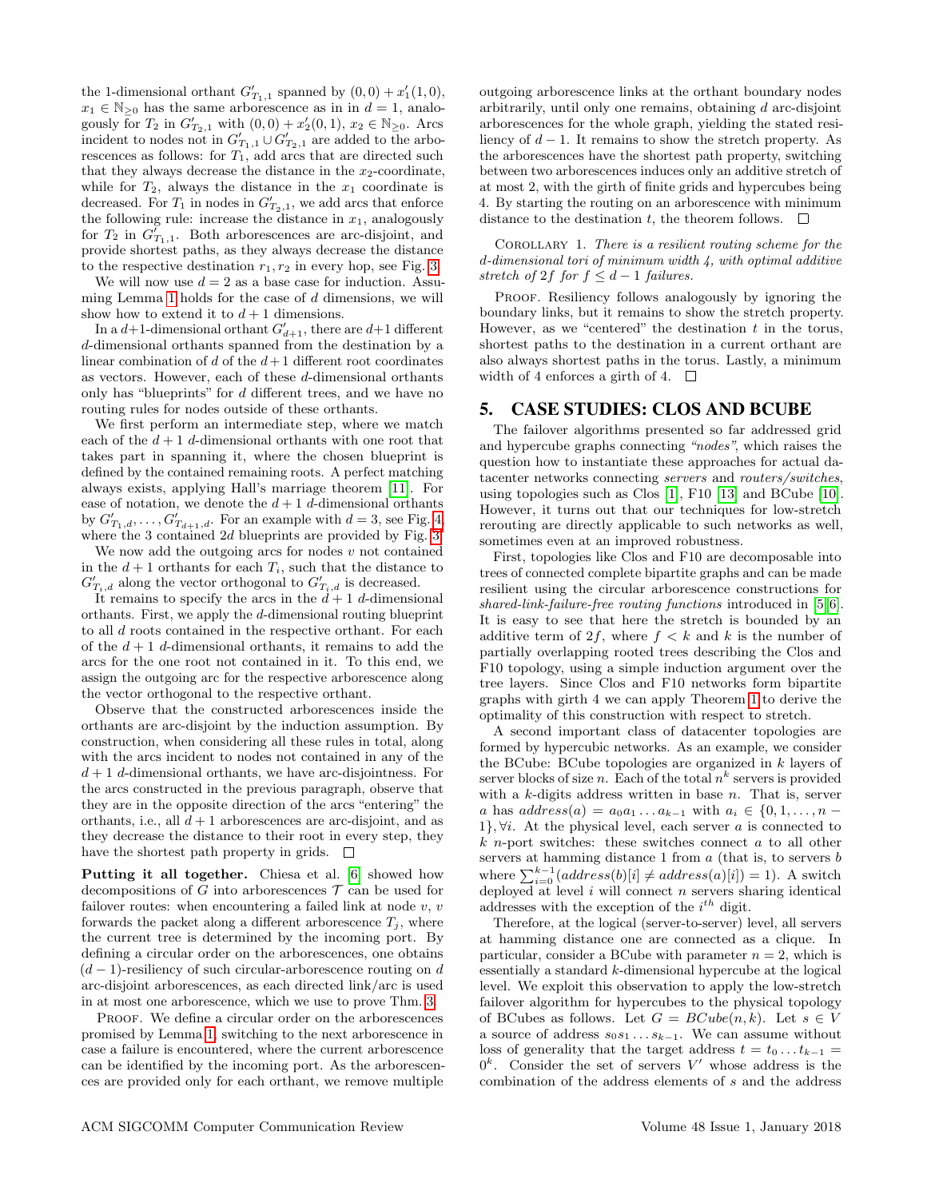the 1-dimensional orthant $G'_{T_1,1}$ spanned by $(0,0) + x'_1(1,0)$, $x_1 \in \mathbb{N}_{\geq 0}$ has the same arborescence as in in $d = 1$, analogously for $T_2$ in $G'_{T_2,1}$ with $(0,0) + x'_2(0,1)$, $x_2 \in \mathbb{N}_{\geq 0}$. Arcs incident to nodes not in $G'_{T_1,1} \cup G'_{T_2,1}$ are added to the arborescences as follows: for $T_1$, add arcs that are directed such that they always decrease the distance in the $x_2$-coordinate, while for $T_2$, always the distance in the $x_1$ coordinate is decreased. For $T_1$ in nodes in $G'_{T_2,1}$, we add arcs that enforce the following rule: increase the distance in $x_1$, analogously for $T_2$ in $G'_{T_1,1}$. Both arborescences are arc-disjoint, and provide shortest paths, as they always decrease the distance to the respective destination $r_1, r_2$ in every hop, see Fig. 3.

We will now use $d = 2$ as a base case for induction. Assuming Lemma 1 holds for the case of $d$ dimensions, we will show how to extend it to $d + 1$ dimensions.

In a $d+1$-dimensional orthant $G'_{d+1}$, there are $d+1$ different $d$-dimensional orthants spanned from the destination by a linear combination of $d$ of the $d+1$ different root coordinates as vectors. However, each of these $d$-dimensional orthants only has "blueprints" for $d$ different trees, and we have no routing rules for nodes outside of these orthants.

We first perform an intermediate step, where we match each of the $d + 1$ $d$-dimensional orthants with one root that takes part in spanning it, where the chosen blueprint is defined by the contained remaining roots. A perfect matching always exists, applying Hall's marriage theorem [11]. For ease of notation, we denote the $d + 1$ $d$-dimensional orthants by $G'_{T_1,d}, \ldots, G'_{T_{d+1},d}$. For an example with $d = 3$, see Fig. 4, where the 3 contained $2d$ blueprints are provided by Fig. 3.

We now add the outgoing arcs for nodes $v$ not contained in the $d + 1$ orthants for each $T_i$, such that the distance to $G'_{T_i,d}$ along the vector orthogonal to $G'_{T_i,d}$ is decreased.

It remains to specify the arcs in the $d + 1$ $d$-dimensional orthants. First, we apply the $d$-dimensional routing blueprint to all $d$ roots contained in the respective orthant. For each of the $d + 1$ $d$-dimensional orthants, it remains to add the arcs for the one root not contained in it. To this end, we assign the outgoing arc for the respective arborescence along the vector orthogonal to the respective orthant.

Observe that the constructed arborescences inside the orthants are arc-disjoint by the induction assumption. By construction, when considering all these rules in total, along with the arcs incident to nodes not contained in any of the $d + 1$ $d$-dimensional orthants, we have arc-disjointness. For the arcs constructed in the previous paragraph, observe that they are in the opposite direction of the arcs "entering" the orthants, i.e., all $d + 1$ arborescences are arc-disjoint, and as they decrease the distance to their root in every step, they have the shortest path property in grids. □

**Putting it all together.** Chiesa et al. [6] showed how decompositions of $G$ into arborescences $\mathcal{T}$ can be used for failover routes: when encountering a failed link at node $v$, $v$ forwards the packet along a different arborescence $T_j$, where the current tree is determined by the incoming port. By defining a circular order on the arborescences, one obtains $(d - 1)$-resiliency of such circular-arborescence routing on $d$ arc-disjoint arborescences, as each directed link/arc is used in at most one arborescence, which we use to prove Thm. 3.

PROOF. We define a circular order on the arborescences promised by Lemma 1, switching to the next arborescence in case a failure is encountered, where the current arborescence can be identified by the incoming port. As the arborescences are provided only for each orthant, we remove multiple outgoing arborescence links at the orthant boundary nodes arbitrarily, until only one remains, obtaining $d$ arc-disjoint arborescences for the whole graph, yielding the stated resiliency of $d - 1$. It remains to show the stretch property. As the arborescences have the shortest path property, switching between two arborescences induces only an additive stretch of at most 2, with the girth of finite grids and hypercubes being 4. By starting the routing on an arborescence with minimum distance to the destination $t$, the theorem follows. □

COROLLARY 1. *There is a resilient routing scheme for the $d$-dimensional tori of minimum width 4, with optimal additive stretch of $2f$ for $f \leq d - 1$ failures.*

PROOF. Resiliency follows analogously by ignoring the boundary links, but it remains to show the stretch property. However, as we "centered" the destination $t$ in the torus, shortest paths to the destination in a current orthant are also always shortest paths in the torus. Lastly, a minimum width of 4 enforces a girth of 4. □

## 5. CASE STUDIES: CLOS AND BCUBE

The failover algorithms presented so far addressed grid and hypercube graphs connecting *"nodes"*, which raises the question how to instantiate these approaches for actual datacenter networks connecting *servers* and *routers/switches*, using topologies such as Clos [1], F10 [13] and BCube [10]. However, it turns out that our techniques for low-stretch rerouting are directly applicable to such networks as well, sometimes even at an improved robustness.

First, topologies like Clos and F10 are decomposable into trees of connected complete bipartite graphs and can be made resilient using the circular arborescence constructions for *shared-link-failure-free routing functions* introduced in [5,6]. It is easy to see that here the stretch is bounded by an additive term of $2f$, where $f < k$ and $k$ is the number of partially overlapping rooted trees describing the Clos and F10 topology, using a simple induction argument over the tree layers. Since Clos and F10 networks form bipartite graphs with girth 4 we can apply Theorem 1 to derive the optimality of this construction with respect to stretch.

A second important class of datacenter topologies are formed by hypercubic networks. As an example, we consider the BCube: BCube topologies are organized in $k$ layers of server blocks of size $n$. Each of the total $n^k$ servers is provided with a $k$-digits address written in base $n$. That is, server $a$ has $address(a) = a_0a_1 \ldots a_{k-1}$ with $a_i \in \{0, 1, \ldots, n-1\}, \forall i$. At the physical level, each server $a$ is connected to $k$ $n$-port switches: these switches connect $a$ to all other servers at hamming distance 1 from $a$ (that is, to servers $b$ where $\sum_{i=0}^{k-1}(address(b)[i] \neq address(a)[i]) = 1$). A switch deployed at level $i$ will connect $n$ servers sharing identical addresses with the exception of the $i^{th}$ digit.

Therefore, at the logical (server-to-server) level, all servers at hamming distance one are connected as a clique. In particular, consider a BCube with parameter $n = 2$, which is essentially a standard $k$-dimensional hypercube at the logical level. We exploit this observation to apply the low-stretch failover algorithm for hypercubes to the physical topology of BCubes as follows. Let $G = BCube(n, k)$. Let $s \in V$ a source of address $s_0s_1 \ldots s_{k-1}$. We can assume without loss of generality that the target address $t = t_0 \ldots t_{k-1} = 0^k$. Consider the set of servers $V'$ whose address is the combination of the address elements of $s$ and the address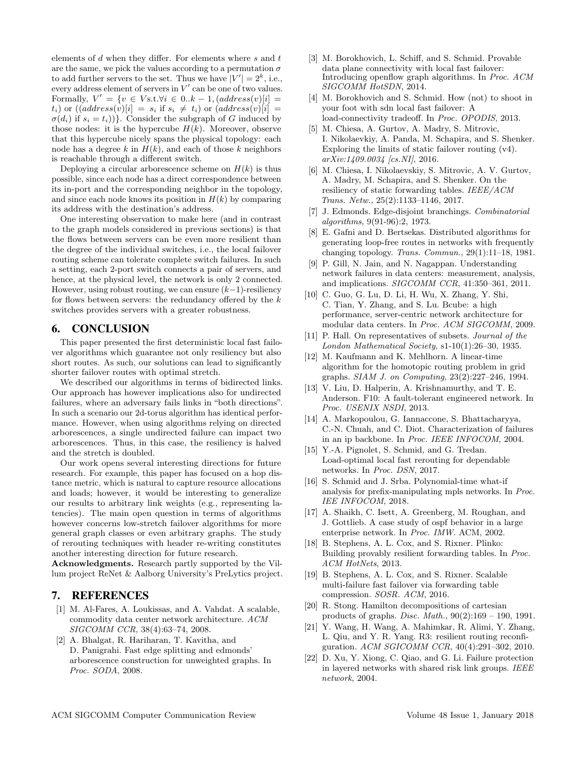elements of $d$ when they differ. For elements where $s$ and $t$ are the same, we pick the values according to a permutation $\sigma$ to add further servers to the set. Thus we have $|V'| = 2^k$, i.e., every address element of servers in $V'$ can be one of two values. Formally, $V' = \{v \in V \text{s.t.} \forall i \in 0..k-1, (address(v)[i] = t_i) \text{ or } ((address(v)[i] = s_i \text{ if } s_i \neq t_i) \text{ or } (address(v)[i] = \sigma(d_i) \text{ if } s_i = t_i))\}$. Consider the subgraph of $G$ induced by those nodes: it is the hypercube $H(k)$. Moreover, observe that this hypercube nicely spans the physical topology: each node has a degree $k$ in $H(k)$, and each of those $k$ neighbors is reachable through a different switch.

Deploying a circular arborescence scheme on $H(k)$ is thus possible, since each node has a direct correspondence between its in-port and the corresponding neighbor in the topology, and since each node knows its position in $H(k)$ by comparing its address with the destination's address.

One interesting observation to make here (and in contrast to the graph models considered in previous sections) is that the flows between servers can be even more resilient than the degree of the individual switches, i.e., the local failover routing scheme can tolerate complete switch failures. In such a setting, each 2-port switch connects a pair of servers, and hence, at the physical level, the network is only 2 connected. However, using robust routing, we can ensure $(k-1)$-resiliency for flows between servers: the redundancy offered by the $k$ switches provides servers with a greater robustness.

## 6. CONCLUSION

This paper presented the first deterministic local fast failover algorithms which guarantee not only resiliency but also short routes. As such, our solutions can lead to significantly shorter failover routes with optimal stretch.

We described our algorithms in terms of bidirected links. Our approach has however implications also for undirected failures, where an adversary fails links in "both directions". In such a scenario our 2d-torus algorithm has identical performance. However, when using algorithms relying on directed arborescences, a single undirected failure can impact two arborescences. Thus, in this case, the resiliency is halved and the stretch is doubled.

Our work opens several interesting directions for future research. For example, this paper has focused on a hop distance metric, which is natural to capture resource allocations and loads; however, it would be interesting to generalize our results to arbitrary link weights (e.g., representing latencies). The main open question in terms of algorithms however concerns low-stretch failover algorithms for more general graph classes or even arbitrary graphs. The study of rerouting techniques with header re-writing constitutes another interesting direction for future research.

**Acknowledgments.** Research partly supported by the Villum project ReNet & Aalborg University's PreLytics project.

## 7. REFERENCES

[1] M. Al-Fares, A. Loukissas, and A. Vahdat. A scalable, commodity data center network architecture. *ACM SIGCOMM CCR*, 38(4):63–74, 2008.

[2] A. Bhalgat, R. Hariharan, T. Kavitha, and D. Panigrahi. Fast edge splitting and edmonds' arborescence construction for unweighted graphs. In *Proc. SODA*, 2008.

[3] M. Borokhovich, L. Schiff, and S. Schmid. Provable data plane connectivity with local fast failover: Introducing openflow graph algorithms. In *Proc. ACM SIGCOMM HotSDN*, 2014.

[4] M. Borokhovich and S. Schmid. How (not) to shoot in your foot with sdn local fast failover: A load-connectivity tradeoff. In *Proc. OPODIS*, 2013.

[5] M. Chiesa, A. Gurtov, A. Madry, S. Mitrovic, I. Nikolaevskiy, A. Panda, M. Schapira, and S. Shenker. Exploring the limits of static failover routing (v4). *arXiv:1409.0034 [cs.NI]*, 2016.

[6] M. Chiesa, I. Nikolaevskiy, S. Mitrovic, A. V. Gurtov, A. Madry, M. Schapira, and S. Shenker. On the resiliency of static forwarding tables. *IEEE/ACM Trans. Netw.*, 25(2):1133–1146, 2017.

[7] J. Edmonds. Edge-disjoint branchings. *Combinatorial algorithms*, 9(91-96):2, 1973.

[8] E. Gafni and D. Bertsekas. Distributed algorithms for generating loop-free routes in networks with frequently changing topology. *Trans. Commun.*, 29(1):11–18, 1981.

[9] P. Gill, N. Jain, and N. Nagappan. Understanding network failures in data centers: measurement, analysis, and implications. *SIGCOMM CCR*, 41:350–361, 2011.

[10] C. Guo, G. Lu, D. Li, H. Wu, X. Zhang, Y. Shi, C. Tian, Y. Zhang, and S. Lu. Bcube: a high performance, server-centric network architecture for modular data centers. In *Proc. ACM SIGCOMM*, 2009.

[11] P. Hall. On representatives of subsets. *Journal of the London Mathematical Society*, s1-10(1):26–30, 1935.

[12] M. Kaufmann and K. Mehlhorn. A linear-time algorithm for the homotopic routing problem in grid graphs. *SIAM J. on Computing*, 23(2):227–246, 1994.

[13] V. Liu, D. Halperin, A. Krishnamurthy, and T. E. Anderson. F10: A fault-tolerant engineered network. In *Proc. USENIX NSDI*, 2013.

[14] A. Markopoulou, G. Iannaccone, S. Bhattacharyya, C.-N. Chuah, and C. Diot. Characterization of failures in an ip backbone. In *Proc. IEEE INFOCOM*, 2004.

[15] Y.-A. Pignolet, S. Schmid, and G. Tredan. Load-optimal local fast rerouting for dependable networks. In *Proc. DSN*, 2017.

[16] S. Schmid and J. Srba. Polynomial-time what-if analysis for prefix-manipulating mpls networks. In *Proc. IEE INFOCOM*, 2018.

[17] A. Shaikh, C. Isett, A. Greenberg, M. Roughan, and J. Gottlieb. A case study of ospf behavior in a large enterprise network. In *Proc. IMW*. ACM, 2002.

[18] B. Stephens, A. L. Cox, and S. Rixner. Plinko: Building provably resilient forwarding tables. In *Proc. ACM HotNets*, 2013.

[19] B. Stephens, A. L. Cox, and S. Rixner. Scalable multi-failure fast failover via forwarding table compression. *SOSR. ACM*, 2016.

[20] R. Stong. Hamilton decompositions of cartesian products of graphs. *Disc. Math.*, 90(2):169 – 190, 1991.

[21] Y. Wang, H. Wang, A. Mahimkar, R. Alimi, Y. Zhang, L. Qiu, and Y. R. Yang. R3: resilient routing reconfiguration. *ACM SGICOMM CCR*, 40(4):291–302, 2010.

[22] D. Xu, Y. Xiong, C. Qiao, and G. Li. Failure protection in layered networks with shared risk link groups. *IEEE network*, 2004.